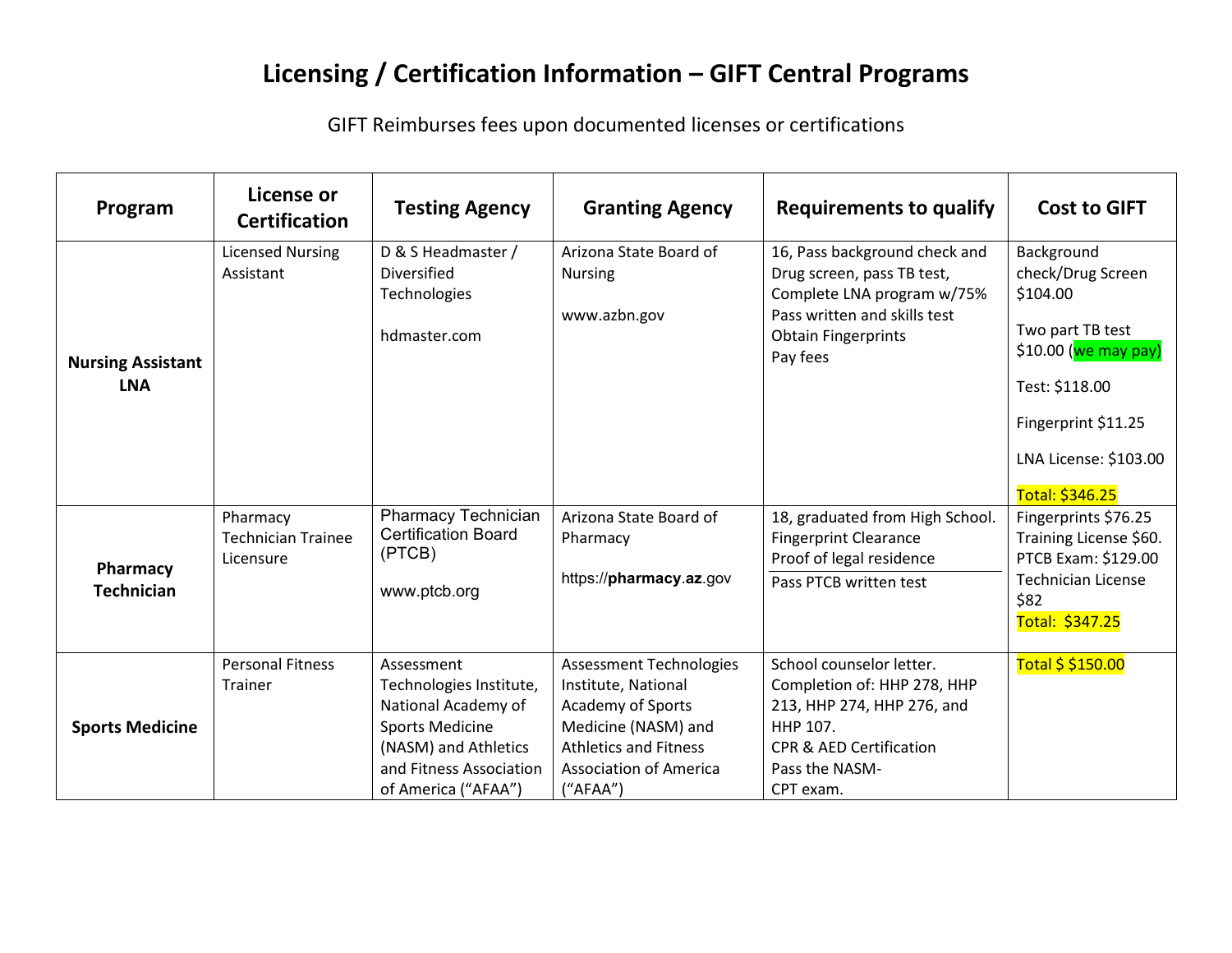# Licensing / Certification Information – GIFT Central Programs

GIFT Reimburses fees upon documented licenses or certifications

| Program | License or Certification | Testing Agency | Granting Agency | Requirements to qualify | Cost to GIFT |
|---|---|---|---|---|---|
| **Nursing Assistant LNA** | Licensed Nursing Assistant | D & S Headmaster / Diversified Technologies<br><br>hdmaster.com | Arizona State Board of Nursing<br><br>www.azbn.gov | 16, Pass background check and Drug screen, pass TB test, Complete LNA program w/75% Pass written and skills test Obtain Fingerprints Pay fees | Background check/Drug Screen $104.00<br><br>Two part TB test $10.00 (we may pay)<br><br>Test: $118.00<br><br>Fingerprint $11.25<br><br>LNA License: $103.00<br><br>Total: $346.25 |
| **Pharmacy Technician** | Pharmacy Technician Trainee Licensure | Pharmacy Technician Certification Board (PTCB)<br><br>www.ptcb.org | Arizona State Board of Pharmacy<br><br>https://**pharmacy**.**az**.gov | 18, graduated from High School. Fingerprint Clearance Proof of legal residence<br>Pass PTCB written test | Fingerprints $76.25 Training License $60. PTCB Exam: $129.00 Technician License $82<br>Total: $347.25 |
| **Sports Medicine** | Personal Fitness Trainer | Assessment Technologies Institute, National Academy of Sports Medicine (NASM) and Athletics and Fitness Association of America ("AFAA") | Assessment Technologies Institute, National Academy of Sports Medicine (NASM) and Athletics and Fitness Association of America ("AFAA") | School counselor letter. Completion of: HHP 278, HHP 213, HHP 274, HHP 276, and HHP 107. CPR & AED Certification Pass the NASM-CPT exam. | Total $ $150.00 |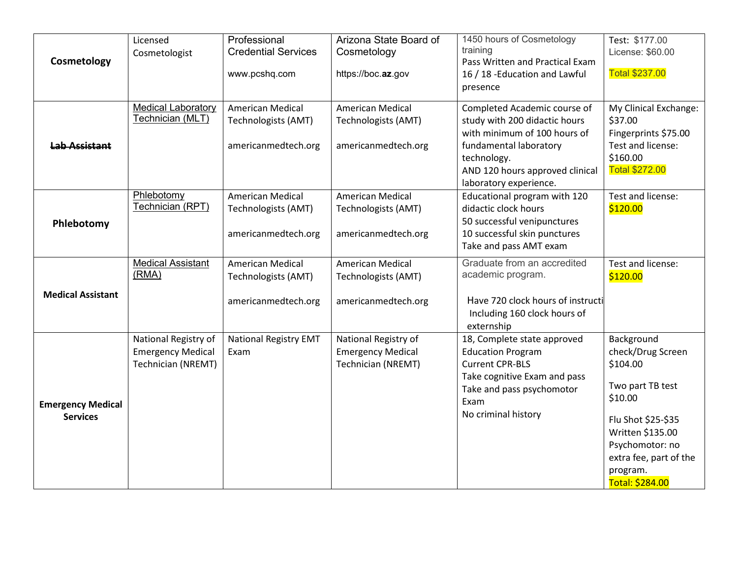| | | | | | |
|---|---|---|---|---|---|
| **Cosmetology** | Licensed Cosmetologist | Professional Credential Services<br><br>www.pcshq.com | Arizona State Board of Cosmetology<br><br>https://boc.**az**.gov | 1450 hours of Cosmetology training<br>Pass Written and Practical Exam<br>16 / 18 -Education and Lawful presence | Test: $177.00<br>License: $60.00<br><br>Total $237.00 |
| ~~**Lab Assistant**~~ | Medical Laboratory Technician (MLT) | American Medical Technologists (AMT)<br><br>americanmedtech.org | American Medical Technologists (AMT)<br><br>americanmedtech.org | Completed Academic course of study with 200 didactic hours with minimum of 100 hours of fundamental laboratory technology.<br>AND 120 hours approved clinical laboratory experience. | My Clinical Exchange: $37.00<br>Fingerprints $75.00<br>Test and license: $160.00<br>Total $272.00 |
| **Phlebotomy** | Phlebotomy Technician (RPT) | American Medical Technologists (AMT)<br><br>americanmedtech.org | American Medical Technologists (AMT)<br><br>americanmedtech.org | Educational program with 120 didactic clock hours<br>50 successful venipunctures<br>10 successful skin punctures<br>Take and pass AMT exam | Test and license:<br>$120.00 |
| **Medical Assistant** | Medical Assistant (RMA) | American Medical Technologists (AMT)<br><br>americanmedtech.org | American Medical Technologists (AMT)<br><br>americanmedtech.org | Graduate from an accredited academic program.<br><br>Have 720 clock hours of instructi<br>Including 160 clock hours of externship | Test and license:<br>$120.00 |
| **Emergency Medical Services** | National Registry of Emergency Medical Technician (NREMT) | National Registry EMT Exam | National Registry of Emergency Medical Technician (NREMT) | 18, Complete state approved Education Program<br>Current CPR-BLS<br>Take cognitive Exam and pass<br>Take and pass psychomotor Exam<br>No criminal history | Background check/Drug Screen $104.00<br><br>Two part TB test $10.00<br><br>Flu Shot $25-$35<br>Written $135.00<br>Psychomotor: no extra fee, part of the program.<br>Total: $284.00 |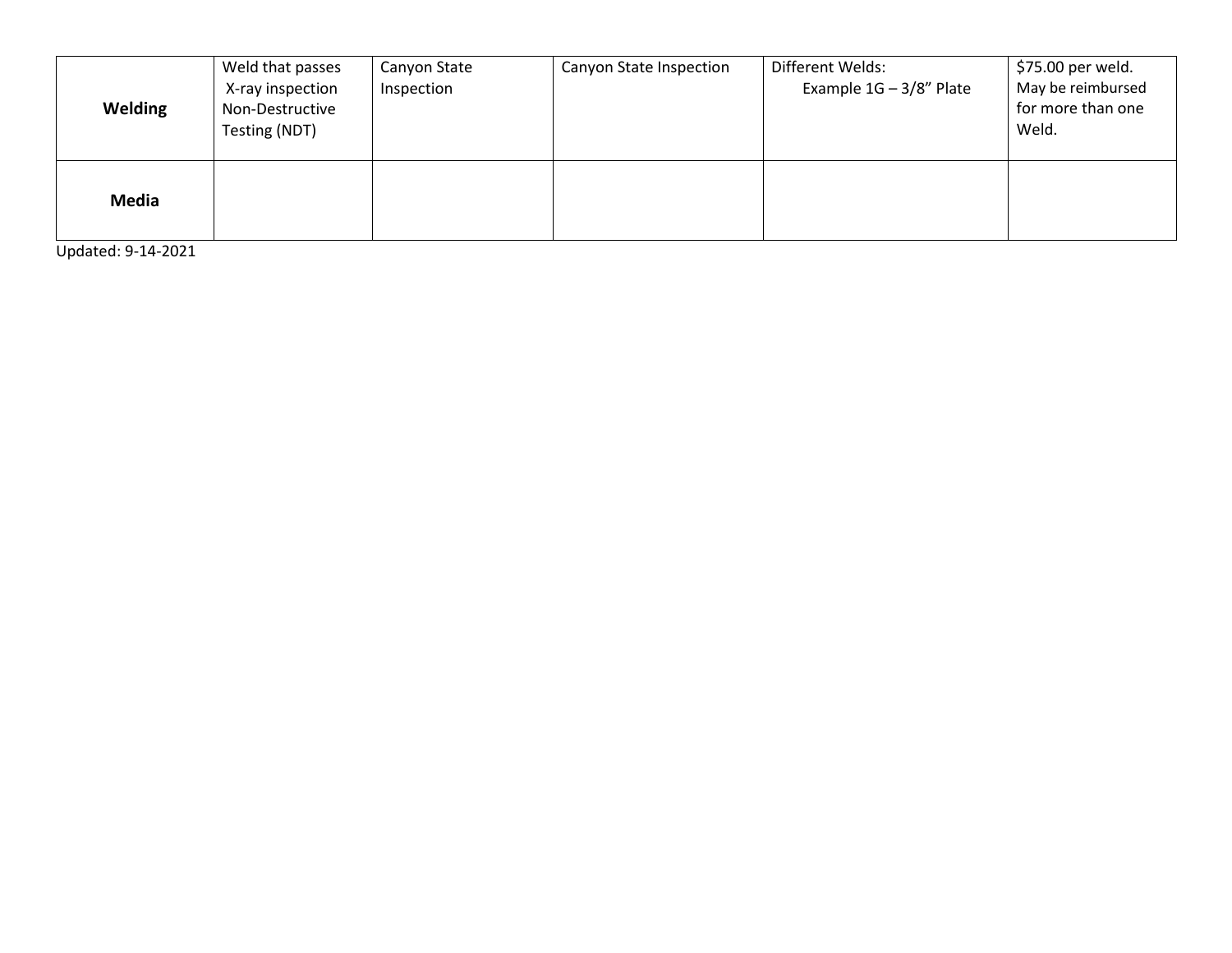| | | | | | |
|---|---|---|---|---|---|
| **Welding** | Weld that passes X-ray inspection Non-Destructive Testing (NDT) | Canyon State Inspection | Canyon State Inspection | Different Welds: Example 1G – 3/8" Plate | $75.00 per weld. May be reimbursed for more than one Weld. |
| **Media** | | | | | |

Updated: 9-14-2021